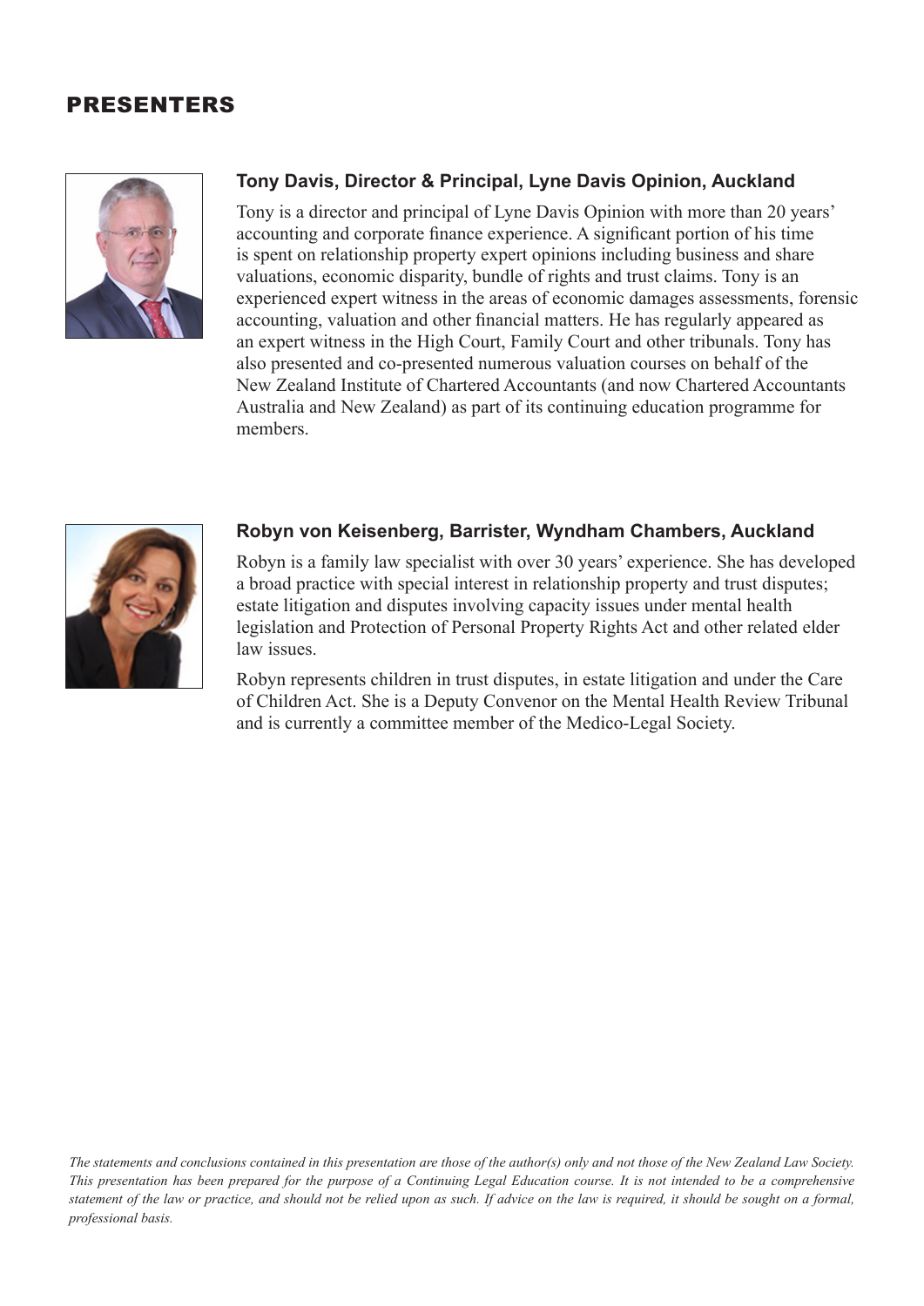# PRESENTERS

### Tony Davis, Director & Principal, Lyne Davis Opinion, Auckland

Tony is a director and principal of Lyne Davis Opinion with more than 20 years' accounting and corporate finance experience. A significant portion of his time is spent on relationship property expert opinions including business and share valuations, economic disparity, bundle of rights and trust claims. Tony is an experienced expert witness in the areas of economic damages assessments, forensic accounting, valuation and other financial matters. He has regularly appeared as an expert witness in the High Court, Family Court and other tribunals. Tony has also presented and co-presented numerous valuation courses on behalf of the New Zealand Institute of Chartered Accountants (and now Chartered Accountants Australia and New Zealand) as part of its continuing education programme for members.

### Robyn von Keisenberg, Barrister, Wyndham Chambers, Auckland

Robyn is a family law specialist with over 30 years' experience. She has developed a broad practice with special interest in relationship property and trust disputes; estate litigation and disputes involving capacity issues under mental health legislation and Protection of Personal Property Rights Act and other related elder law issues.

Robyn represents children in trust disputes, in estate litigation and under the Care of Children Act. She is a Deputy Convenor on the Mental Health Review Tribunal and is currently a committee member of the Medico-Legal Society.

*The statements and conclusions contained in this presentation are those of the author(s) only and not those of the New Zealand Law Society. This presentation has been prepared for the purpose of a Continuing Legal Education course. It is not intended to be a comprehensive statement of the law or practice, and should not be relied upon as such. If advice on the law is required, it should be sought on a formal, professional basis.*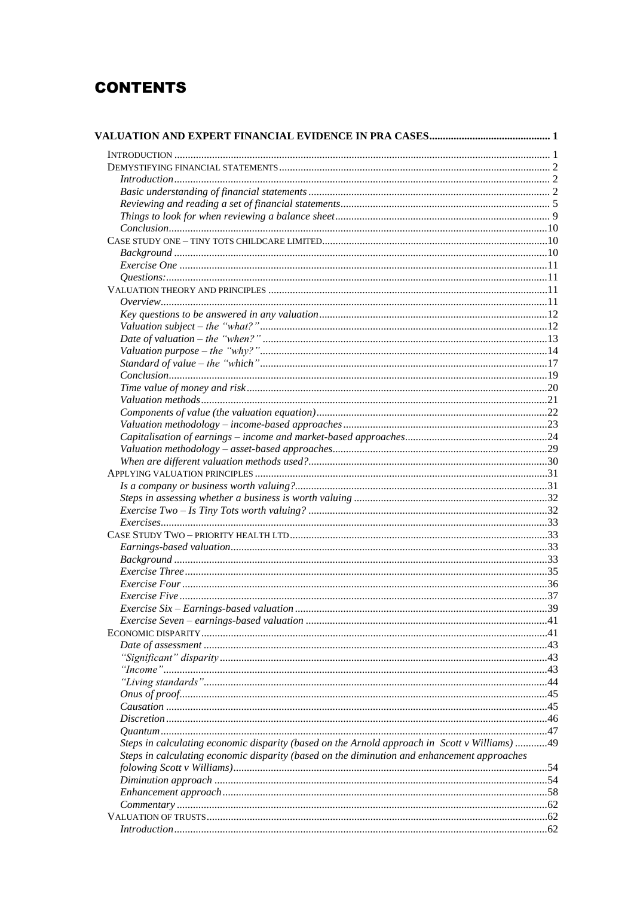# CONTENTS

**VALUATION AND EXPERT FINANCIAL EVIDENCE IN PRA CASES** ............................................ 1

- INTRODUCTION ........................................................................................................................... 1
- DEMYSTIFYING FINANCIAL STATEMENTS ..................................................................................... 2
  - *Introduction* ........................................................................................................................... 2
  - *Basic understanding of financial statements* ......................................................................... 2
  - *Reviewing and reading a set of financial statements* ............................................................. 5
  - *Things to look for when reviewing a balance sheet* ............................................................... 9
  - *Conclusion* ........................................................................................................................... 10
- CASE STUDY ONE – TINY TOTS CHILDCARE LIMITED ................................................................... 10
  - *Background* ......................................................................................................................... 10
  - *Exercise One* ....................................................................................................................... 11
  - *Questions:* ............................................................................................................................ 11
- VALUATION THEORY AND PRINCIPLES ....................................................................................... 11
  - *Overview* .............................................................................................................................. 11
  - *Key questions to be answered in any valuation* .................................................................... 12
  - *Valuation subject – the "what?"* .......................................................................................... 12
  - *Date of valuation – the "when?"* ......................................................................................... 13
  - *Valuation purpose – the "why?"* .......................................................................................... 14
  - *Standard of value – the "which"* .......................................................................................... 17
  - *Conclusion* ........................................................................................................................... 19
  - *Time value of money and risk* ............................................................................................... 20
  - *Valuation methods* ................................................................................................................ 21
  - *Components of value (the valuation equation)* ..................................................................... 22
  - *Valuation methodology – income-based approaches* ............................................................ 23
  - *Capitalisation of earnings – income and market-based approaches* ..................................... 24
  - *Valuation methodology – asset-based approaches* ............................................................... 29
  - *When are different valuation methods used?* ........................................................................ 30
- APPLYING VALUATION PRINCIPLES ............................................................................................ 31
  - *Is a company or business worth valuing?* ............................................................................. 31
  - *Steps in assessing whether a business is worth valuing* ....................................................... 32
  - *Exercise Two – Is Tiny Tots worth valuing?* ........................................................................ 32
  - *Exercises* .............................................................................................................................. 33
- CASE STUDY TWO – PRIORITY HEALTH LTD ............................................................................... 33
  - *Earnings-based valuation* ..................................................................................................... 33
  - *Background* ......................................................................................................................... 33
  - *Exercise Three* ..................................................................................................................... 35
  - *Exercise Four* ....................................................................................................................... 36
  - *Exercise Five* ....................................................................................................................... 37
  - *Exercise Six – Earnings-based valuation* ............................................................................. 39
  - *Exercise Seven – earnings-based valuation* ......................................................................... 41
- ECONOMIC DISPARITY ................................................................................................................ 41
  - *Date of assessment* ............................................................................................................... 43
  - *"Significant" disparity* ......................................................................................................... 43
  - *"Income"* ............................................................................................................................. 43
  - *"Living standards"* ............................................................................................................... 44
  - *Onus of proof* ........................................................................................................................ 45
  - *Causation* ............................................................................................................................ 45
  - *Discretion* ............................................................................................................................ 46
  - *Quantum* .............................................................................................................................. 47
  - *Steps in calculating economic disparity (based on the Arnold approach in Scott v Williams)* ............ 49
  - *Steps in calculating economic disparity (based on the diminution and enhancement approaches folowing Scott v Williams)* ................................................................................................... 54
  - *Diminution approach* ........................................................................................................... 54
  - *Enhancement approach* ........................................................................................................ 58
  - *Commentary* ......................................................................................................................... 62
- VALUATION OF TRUSTS .............................................................................................................. 62
  - *Introduction* ......................................................................................................................... 62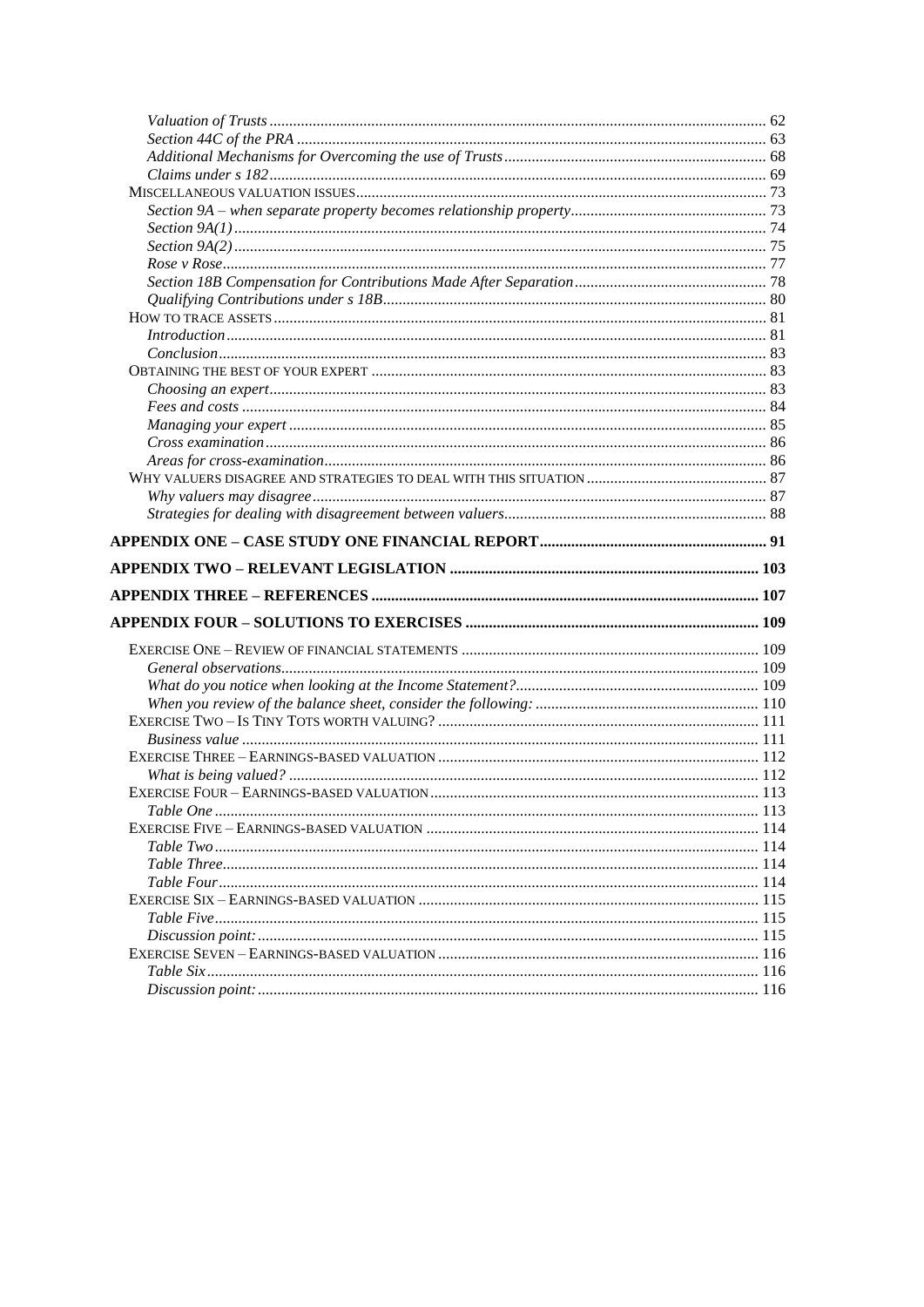*Valuation of Trusts* ..... 62
*Section 44C of the PRA* ..... 63
*Additional Mechanisms for Overcoming the use of Trusts* ..... 68
*Claims under s 182* ..... 69
MISCELLANEOUS VALUATION ISSUES ..... 73
*Section 9A – when separate property becomes relationship property* ..... 73
*Section 9A(1)* ..... 74
*Section 9A(2)* ..... 75
*Rose v Rose* ..... 77
*Section 18B Compensation for Contributions Made After Separation* ..... 78
*Qualifying Contributions under s 18B* ..... 80
HOW TO TRACE ASSETS ..... 81
*Introduction* ..... 81
*Conclusion* ..... 83
OBTAINING THE BEST OF YOUR EXPERT ..... 83
*Choosing an expert* ..... 83
*Fees and costs* ..... 84
*Managing your expert* ..... 85
*Cross examination* ..... 86
*Areas for cross-examination* ..... 86
WHY VALUERS DISAGREE AND STRATEGIES TO DEAL WITH THIS SITUATION ..... 87
*Why valuers may disagree* ..... 87
*Strategies for dealing with disagreement between valuers* ..... 88

**APPENDIX ONE – CASE STUDY ONE FINANCIAL REPORT ..... 91**

**APPENDIX TWO – RELEVANT LEGISLATION ..... 103**

**APPENDIX THREE – REFERENCES ..... 107**

**APPENDIX FOUR – SOLUTIONS TO EXERCISES ..... 109**

EXERCISE ONE – REVIEW OF FINANCIAL STATEMENTS ..... 109
*General observations* ..... 109
*What do you notice when looking at the Income Statement?* ..... 109
*When you review of the balance sheet, consider the following:* ..... 110
EXERCISE TWO – IS TINY TOTS WORTH VALUING? ..... 111
*Business value* ..... 111
EXERCISE THREE – EARNINGS-BASED VALUATION ..... 112
*What is being valued?* ..... 112
EXERCISE FOUR – EARNINGS-BASED VALUATION ..... 113
*Table One* ..... 113
EXERCISE FIVE – EARNINGS-BASED VALUATION ..... 114
*Table Two* ..... 114
*Table Three* ..... 114
*Table Four* ..... 114
EXERCISE SIX – EARNINGS-BASED VALUATION ..... 115
*Table Five* ..... 115
*Discussion point:* ..... 115
EXERCISE SEVEN – EARNINGS-BASED VALUATION ..... 116
*Table Six* ..... 116
*Discussion point:* ..... 116